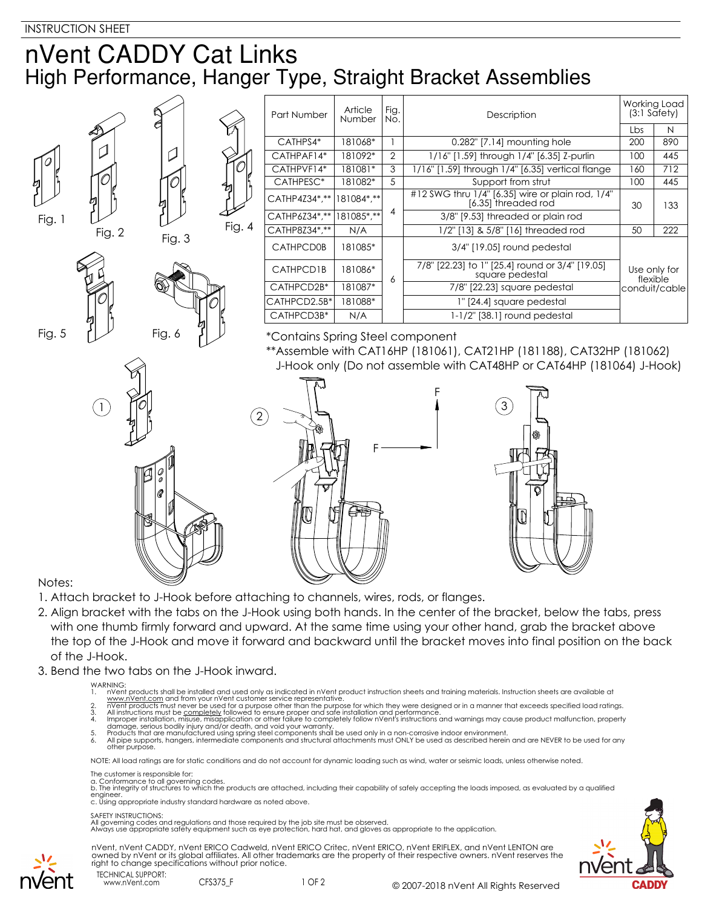INSTRUCTION SHEET

# nVent CADDY Cat Links

## High Performance, Hanger Type, Straight Bracket Assemblies

Fig. 1 Fig. 2 Fig. 3 Fig. 4 Fig. 5 Fig. 6

| Part Number | Article Number | Fig. No. | Description | Working Load (3:1 Safety) | |
|---|---|---|---|---|---|
| | | | | Lbs | N |
| CATHPS4* | 181068* | 1 | 0.282" [7.14] mounting hole | 200 | 890 |
| CATHPAF14* | 181092* | 2 | 1/16" [1.59] through 1/4" [6.35] Z-purlin | 100 | 445 |
| CATHPVF14* | 181081* | 3 | 1/16" [1.59] through 1/4" [6.35] vertical flange | 160 | 712 |
| CATHPESC* | 181082* | 5 | Support from strut | 100 | 445 |
| CATHP4Z34*,** | 181084*,** | 4 | #12 SWG thru 1/4" [6.35] wire or plain rod, 1/4" [6.35] threaded rod | 30 | 133 |
| CATHP6Z34*,** | 181085*,** | 4 | 3/8" [9.53] threaded or plain rod | 30 | 133 |
| CATHP8Z34*,** | N/A | 4 | 1/2" [13] & 5/8" [16] threaded rod | 50 | 222 |
| CATHPCD0B | 181085* | 6 | 3/4" [19.05] round pedestal | Use only for flexible conduit/cable | |
| CATHPCD1B | 181086* | 6 | 7/8" [22.23] to 1" [25.4] round or 3/4" [19.05] square pedestal | Use only for flexible conduit/cable | |
| CATHPCD2B* | 181087* | 6 | 7/8" [22.23] square pedestal | Use only for flexible conduit/cable | |
| CATHPCD2.5B* | 181088* | 6 | 1" [24.4] square pedestal | Use only for flexible conduit/cable | |
| CATHPCD3B* | N/A | 6 | 1-1/2" [38.1] round pedestal | Use only for flexible conduit/cable | |

*Contains Spring Steel component

**Assemble with CAT16HP (181061), CAT21HP (181188), CAT32HP (181062) J-Hook only (Do not assemble with CAT48HP or CAT64HP (181064) J-Hook)

1 2 3 F F

Notes:

1. Attach bracket to J-Hook before attaching to channels, wires, rods, or flanges.
2. Align bracket with the tabs on the J-Hook using both hands. In the center of the bracket, below the tabs, press with one thumb firmly forward and upward. At the same time using your other hand, grab the bracket above the top of the J-Hook and move it forward and backward until the bracket moves into final position on the back of the J-Hook.
3. Bend the two tabs on the J-Hook inward.

WARNING:

1. nVent products shall be installed and used only as indicated in nVent product instruction sheets and training materials. Instruction sheets are available at www.nVent.com and from your nVent customer service representative.
2. nVent products must never be used for a purpose other than the purpose for which they were designed or in a manner that exceeds specified load ratings.
3. All instructions must be completely followed to ensure proper and safe installation and performance.
4. Improper installation, misuse, misapplication or other failure to completely follow nVent's instructions and warnings may cause product malfunction, property damage, serious bodily injury and/or death, and void your warranty.
5. Products that are manufactured using spring steel components shall be used only in a non-corrosive indoor environment.
6. All pipe supports, hangers, intermediate components and structural attachments must ONLY be used as described herein and are NEVER to be used for any other purpose.

NOTE: All load ratings are for static conditions and do not account for dynamic loading such as wind, water or seismic loads, unless otherwise noted.

The customer is responsible for:

a. Conformance to all governing codes.
b. The integrity of structures to which the products are attached, including their capability of safely accepting the loads imposed, as evaluated by a qualified engineer.
c. Using appropriate industry standard hardware as noted above.

SAFETY INSTRUCTIONS:
All governing codes and regulations and those required by the job site must be observed.
Always use appropriate safety equipment such as eye protection, hard hat, and gloves as appropriate to the application.

nVent, nVent CADDY, nVent ERICO Cadweld, nVent ERICO Critec, nVent ERICO, nVent ERIFLEX, and nVent LENTON are owned by nVent or its global affiliates. All other trademarks are the property of their respective owners. nVent reserves the right to change specifications without prior notice.

TECHNICAL SUPPORT:
www.nVent.com

CFS375_F

© 2007-2018 nVent All Rights Reserved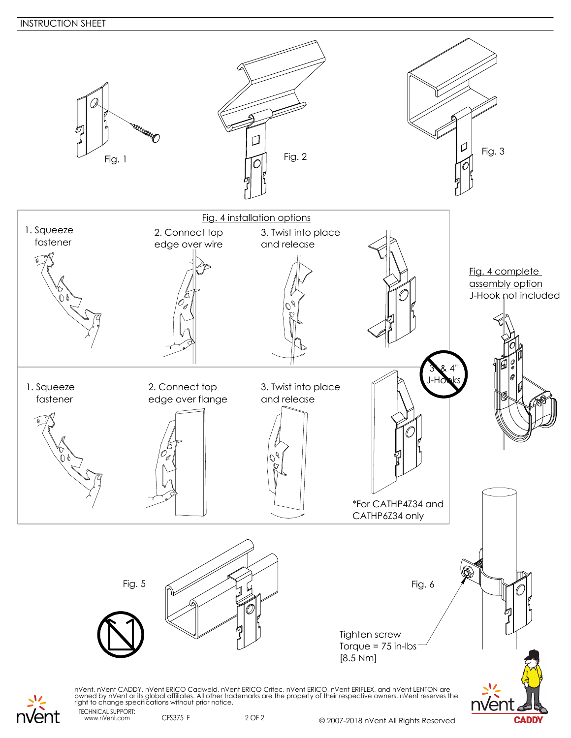Fig. 1

Fig. 2

Fig. 3

Fig. 4 installation options

1. Squeeze fastener

2. Connect top edge over wire

3. Twist into place and release

Fig. 4 complete assembly option
J-Hook not included

3" & 4" J-Hooks

1. Squeeze fastener

2. Connect top edge over flange

3. Twist into place and release

*For CATHP4Z34 and CATHP6Z34 only

Fig. 5

Fig. 6

Tighten screw
Torque = 75 in-lbs
[8.5 Nm]

nVent, nVent CADDY, nVent ERICO Cadweld, nVent ERICO Critec, nVent ERICO, nVent ERIFLEX, and nVent LENTON are owned by nVent or its global affiliates. All other trademarks are the property of their respective owners. nVent reserves the right to change specifications without prior notice.

TECHNICAL SUPPORT:
www.nVent.com

CFS375_F

© 2007-2018 nVent All Rights Reserved